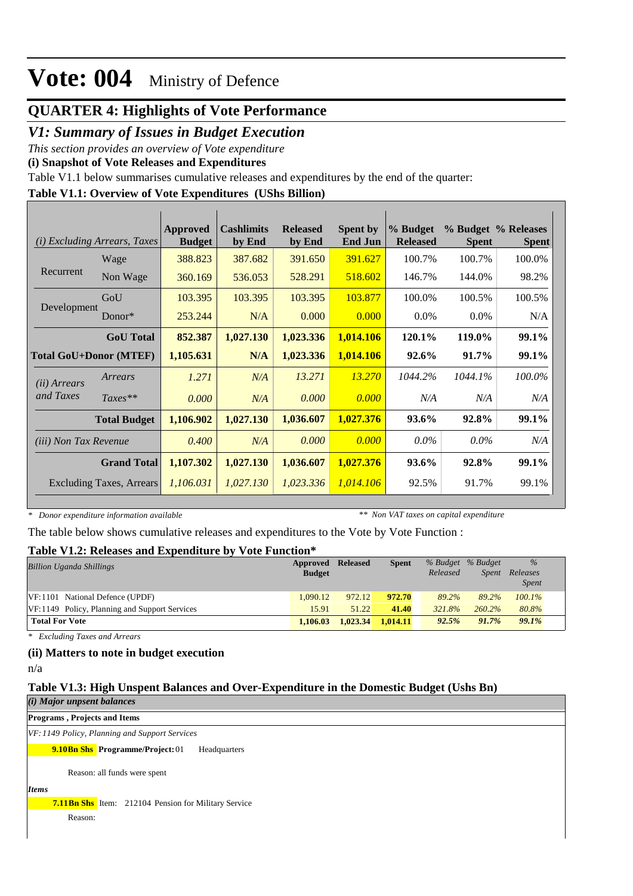# Vote: 004 Ministry of Defence

## QUARTER 4: Highlights of Vote Performance

### V1: Summary of Issues in Budget Execution

*This section provides an overview of Vote expenditure*

**(i) Snapshot of Vote Releases and Expenditures**

Table V1.1 below summarises cumulative releases and expenditures by the end of the quarter:

**Table V1.1: Overview of Vote Expenditures (UShs Billion)**

| *(i) Excluding Arrears, Taxes* | | Approved Budget | Cashlimits by End | Released by End | Spent by End Jun | % Budget Released | % Budget Spent | % Releases Spent |
|---|---|---|---|---|---|---|---|---|
| Recurrent | Wage | 388.823 | 387.682 | 391.650 | 391.627 | 100.7% | 100.7% | 100.0% |
| | Non Wage | 360.169 | 536.053 | 528.291 | 518.602 | 146.7% | 144.0% | 98.2% |
| Development | GoU | 103.395 | 103.395 | 103.395 | 103.877 | 100.0% | 100.5% | 100.5% |
| | Donor* | 253.244 | N/A | 0.000 | 0.000 | 0.0% | 0.0% | N/A |
| | **GoU Total** | **852.387** | **1,027.130** | **1,023.336** | **1,014.106** | **120.1%** | **119.0%** | **99.1%** |
| **Total GoU+Donor (MTEF)** | | **1,105.631** | **N/A** | **1,023.336** | **1,014.106** | **92.6%** | **91.7%** | **99.1%** |
| *(ii) Arrears and Taxes* | *Arrears* | *1.271* | *N/A* | *13.271* | *13.270* | *1044.2%* | *1044.1%* | *100.0%* |
| | *Taxes*** | *0.000* | *N/A* | *0.000* | *0.000* | *N/A* | *N/A* | *N/A* |
| | **Total Budget** | **1,106.902** | **1,027.130** | **1,036.607** | **1,027.376** | **93.6%** | **92.8%** | **99.1%** |
| *(iii) Non Tax Revenue* | | *0.400* | *N/A* | *0.000* | *0.000* | *0.0%* | *0.0%* | *N/A* |
| | **Grand Total** | **1,107.302** | **1,027.130** | **1,036.607** | **1,027.376** | **93.6%** | **92.8%** | **99.1%** |
| Excluding Taxes, Arrears | | *1,106.031* | *1,027.130* | *1,023.336* | *1,014.106* | 92.5% | 91.7% | 99.1% |

*\* Donor expenditure information available* &nbsp;&nbsp;&nbsp;&nbsp; *\*\* Non VAT taxes on capital expenditure*

The table below shows cumulative releases and expenditures to the Vote by Vote Function :

**Table V1.2: Releases and Expenditure by Vote Function\***

| *Billion Uganda Shillings* | Approved Budget | Released | Spent | *% Budget Released* | *% Budget Spent* | *% Releases Spent* |
|---|---|---|---|---|---|---|
| VF:1101 National Defence (UPDF) | 1,090.12 | 972.12 | 972.70 | 89.2% | 89.2% | 100.1% |
| VF:1149 Policy, Planning and Support Services | 15.91 | 51.22 | 41.40 | 321.8% | 260.2% | 80.8% |
| **Total For Vote** | **1,106.03** | **1,023.34** | **1,014.11** | **92.5%** | **91.7%** | **99.1%** |

*\* Excluding Taxes and Arrears*

**(ii) Matters to note in budget execution**

n/a

**Table V1.3: High Unspent Balances and Over-Expenditure in the Domestic Budget (Ushs Bn)**

*(i) Major unpsent balances*

**Programs , Projects and Items**

*VF:1149 Policy, Planning and Support Services*

**9.10Bn Shs** **Programme/Project:** 01 Headquarters

Reason: all funds were spent

*Items*

**7.11Bn Shs** Item: 212104 Pension for Military Service

Reason: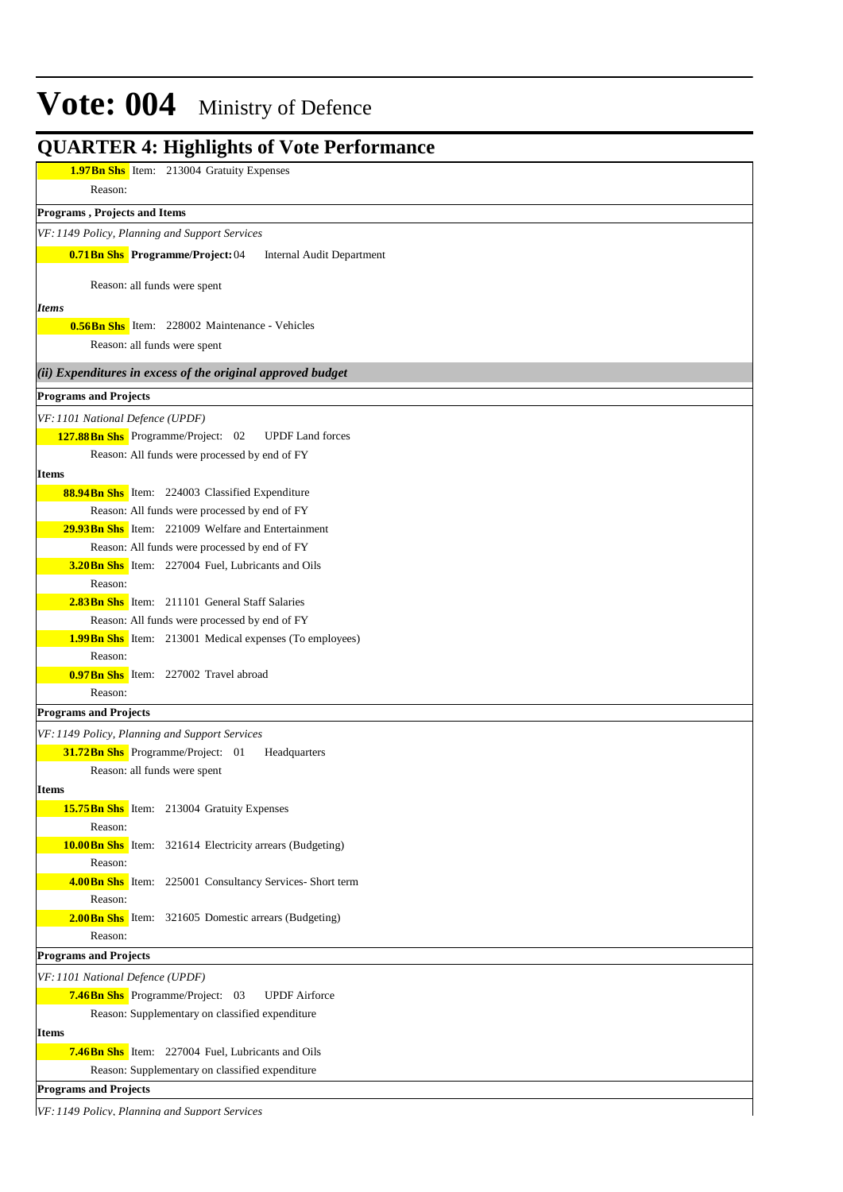# Vote: 004 Ministry of Defence

## QUARTER 4: Highlights of Vote Performance

**1.97Bn Shs** Item: 213004 Gratuity Expenses

Reason:

**Programs , Projects and Items**

*VF: 1149 Policy, Planning and Support Services*

**0.71Bn Shs** **Programme/Project:** 04 Internal Audit Department

Reason: all funds were spent

***Items***

**0.56Bn Shs** Item: 228002 Maintenance - Vehicles

Reason: all funds were spent

***(ii) Expenditures in excess of the original approved budget***

**Programs and Projects**

*VF: 1101 National Defence (UPDF)*

**127.88Bn Shs** Programme/Project: 02 UPDF Land forces

Reason: All funds were processed by end of FY

**Items**

**88.94Bn Shs** Item: 224003 Classified Expenditure

Reason: All funds were processed by end of FY

**29.93Bn Shs** Item: 221009 Welfare and Entertainment

Reason: All funds were processed by end of FY

**3.20Bn Shs** Item: 227004 Fuel, Lubricants and Oils

Reason:

**2.83Bn Shs** Item: 211101 General Staff Salaries

Reason: All funds were processed by end of FY

**1.99Bn Shs** Item: 213001 Medical expenses (To employees)

Reason:

**0.97Bn Shs** Item: 227002 Travel abroad

Reason:

**Programs and Projects**

*VF: 1149 Policy, Planning and Support Services*

**31.72Bn Shs** Programme/Project: 01 Headquarters

Reason: all funds were spent

**Items**

**15.75Bn Shs** Item: 213004 Gratuity Expenses

Reason:

**10.00Bn Shs** Item: 321614 Electricity arrears (Budgeting)

Reason:

**4.00Bn Shs** Item: 225001 Consultancy Services- Short term

Reason:

**2.00Bn Shs** Item: 321605 Domestic arrears (Budgeting)

Reason:

**Programs and Projects**

*VF: 1101 National Defence (UPDF)*

**7.46Bn Shs** Programme/Project: 03 UPDF Airforce

Reason: Supplementary on classified expenditure

**Items**

**7.46Bn Shs** Item: 227004 Fuel, Lubricants and Oils

Reason: Supplementary on classified expenditure

**Programs and Projects**

*VF: 1149 Policy, Planning and Support Services*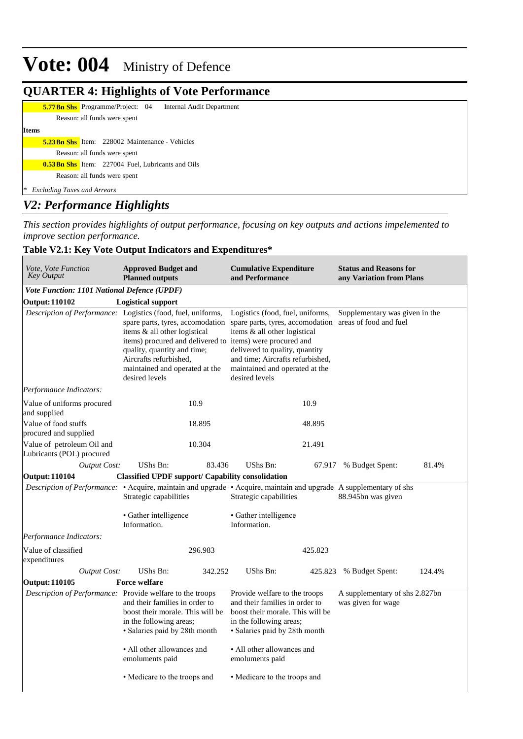# Vote: 004 Ministry of Defence

## QUARTER 4: Highlights of Vote Performance

**5.77Bn Shs** Programme/Project: 04 Internal Audit Department

Reason: all funds were spent

**Items**

**5.23Bn Shs** Item: 228002 Maintenance - Vehicles

Reason: all funds were spent

**0.53Bn Shs** Item: 227004 Fuel, Lubricants and Oils

Reason: all funds were spent

*\* Excluding Taxes and Arrears*

## *V2: Performance Highlights*

*This section provides highlights of output performance, focusing on key outputs and actions impelemented to improve section performance.*

### Table V2.1: Key Vote Output Indicators and Expenditures*

| *Vote, Vote Function Key Output* | **Approved Budget and Planned outputs** | | **Cumulative Expenditure and Performance** | | **Status and Reasons for any Variation from Plans** | |
|---|---|---|---|---|---|---|
| ***Vote Function: 1101 National Defence (UPDF)*** | | | | | | |
| **Output: 110102** | **Logistical support** | | | | | |
| *Description of Performance:* | Logistics (food, fuel, uniforms, spare parts, tyres, accomodation items & all other logistical items) procured and delivered to quality, quantity and time; Aircrafts refurbished, maintained and operated at the desired levels | | Logistics (food, fuel, uniforms, spare parts, tyres, accomodation items & all other logistical items) were procured and delivered to quality, quantity and time; Aircrafts refurbished, maintained and operated at the desired levels | | Supplementary was given in the areas of food and fuel | |
| *Performance Indicators:* | | | | | | |
| Value of uniforms procured and supplied | | 10.9 | | 10.9 | | |
| Value of food stuffs procured and supplied | | 18.895 | | 48.895 | | |
| Value of petroleum Oil and Lubricants (POL) procured | | 10.304 | | 21.491 | | |
| *Output Cost:* | UShs Bn: | 83.436 | UShs Bn: | 67.917 | % Budget Spent: | 81.4% |
| **Output: 110104** | **Classified UPDF support/ Capability consolidation** | | | | | |
| *Description of Performance:* | • Acquire, maintain and upgrade Strategic capabilities<br><br>• Gather intelligence Information. | | • Acquire, maintain and upgrade Strategic capabilities<br><br>• Gather intelligence Information. | | A supplementary of shs 88.945bn was given | |
| *Performance Indicators:* | | | | | | |
| Value of classified expenditures | | 296.983 | | 425.823 | | |
| *Output Cost:* | UShs Bn: | 342.252 | UShs Bn: | 425.823 | % Budget Spent: | 124.4% |
| **Output: 110105** | **Force welfare** | | | | | |
| *Description of Performance:* | Provide welfare to the troops and their families in order to boost their morale. This will be in the following areas;<br>• Salaries paid by 28th month<br><br>• All other allowances and emoluments paid<br><br>• Medicare to the troops and | | Provide welfare to the troops and their families in order to boost their morale. This will be in the following areas;<br>• Salaries paid by 28th month<br><br>• All other allowances and emoluments paid<br><br>• Medicare to the troops and | | A supplementary of shs 2.827bn was given for wage | |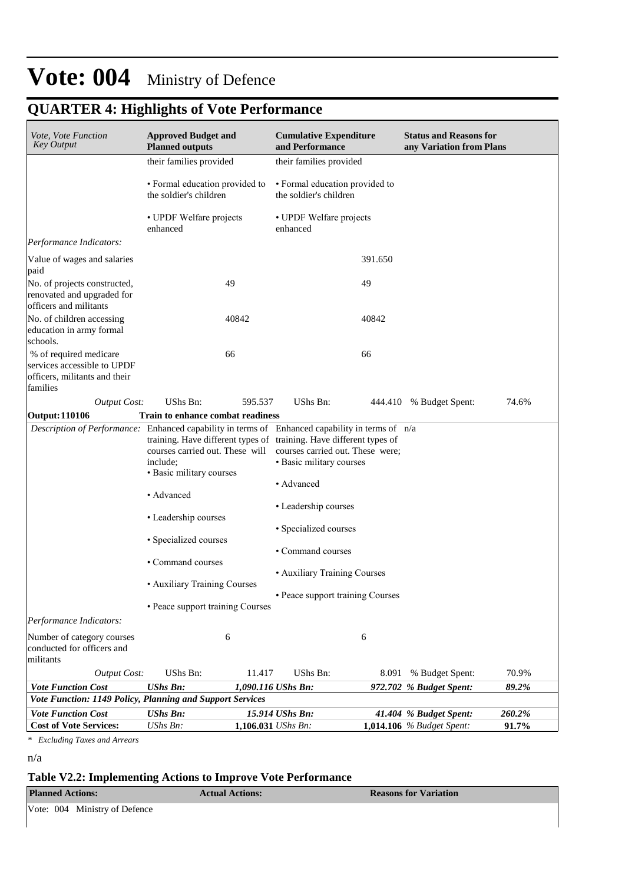# Vote: 004 Ministry of Defence

## QUARTER 4: Highlights of Vote Performance

| *Vote, Vote Function Key Output* | **Approved Budget and Planned outputs** | | **Cumulative Expenditure and Performance** | | **Status and Reasons for any Variation from Plans** | |
|---|---|---|---|---|---|---|
| | their families provided<br><br>• Formal education provided to the soldier's children<br><br>• UPDF Welfare projects enhanced | | their families provided<br><br>• Formal education provided to the soldier's children<br><br>• UPDF Welfare projects enhanced | | | |
| *Performance Indicators:* | | | | | | |
| Value of wages and salaries paid | | | | 391.650 | | |
| No. of projects constructed, renovated and upgraded for officers and militants | | 49 | | 49 | | |
| No. of children accessing education in army formal schools. | | 40842 | | 40842 | | |
| % of required medicare services accessible to UPDF officers, militants and their families | | 66 | | 66 | | |
| *Output Cost:* | UShs Bn: | 595.537 | UShs Bn: | 444.410 | % Budget Spent: | 74.6% |
| **Output: 110106** | **Train to enhance combat readiness** | | | | | |
| *Description of Performance:* | Enhanced capability in terms of training. Have different types of courses carried out. These will include;<br>• Basic military courses<br><br>• Advanced<br><br>• Leadership courses<br><br>• Specialized courses<br><br>• Command courses<br><br>• Auxiliary Training Courses<br><br>• Peace support training Courses | | Enhanced capability in terms of training. Have different types of courses carried out. These were;<br>• Basic military courses<br><br>• Advanced<br><br>• Leadership courses<br><br>• Specialized courses<br><br>• Command courses<br><br>• Auxiliary Training Courses<br><br>• Peace support training Courses | | n/a | |
| *Performance Indicators:* | | | | | | |
| Number of category courses conducted for officers and militants | | 6 | | 6 | | |
| *Output Cost:* | UShs Bn: | 11.417 | UShs Bn: | 8.091 | % Budget Spent: | 70.9% |
| ***Vote Function Cost*** | ***UShs Bn:*** | ***1,090.116*** | ***UShs Bn:*** | ***972.702*** | ***% Budget Spent:*** | ***89.2%*** |
| ***Vote Function: 1149 Policy, Planning and Support Services*** | | | | | | |
| ***Vote Function Cost*** | ***UShs Bn:*** | ***15.914*** | ***UShs Bn:*** | ***41.404*** | ***% Budget Spent:*** | ***260.2%*** |
| **Cost of Vote Services:** | *UShs Bn:* | **1,106.031** | *UShs Bn:* | **1,014.106** | *% Budget Spent:* | **91.7%** |

*\* Excluding Taxes and Arrears*

n/a

### Table V2.2: Implementing Actions to Improve Vote Performance

| **Planned Actions:** | **Actual Actions:** | **Reasons for Variation** |
|---|---|---|
| Vote: 004 Ministry of Defence | | |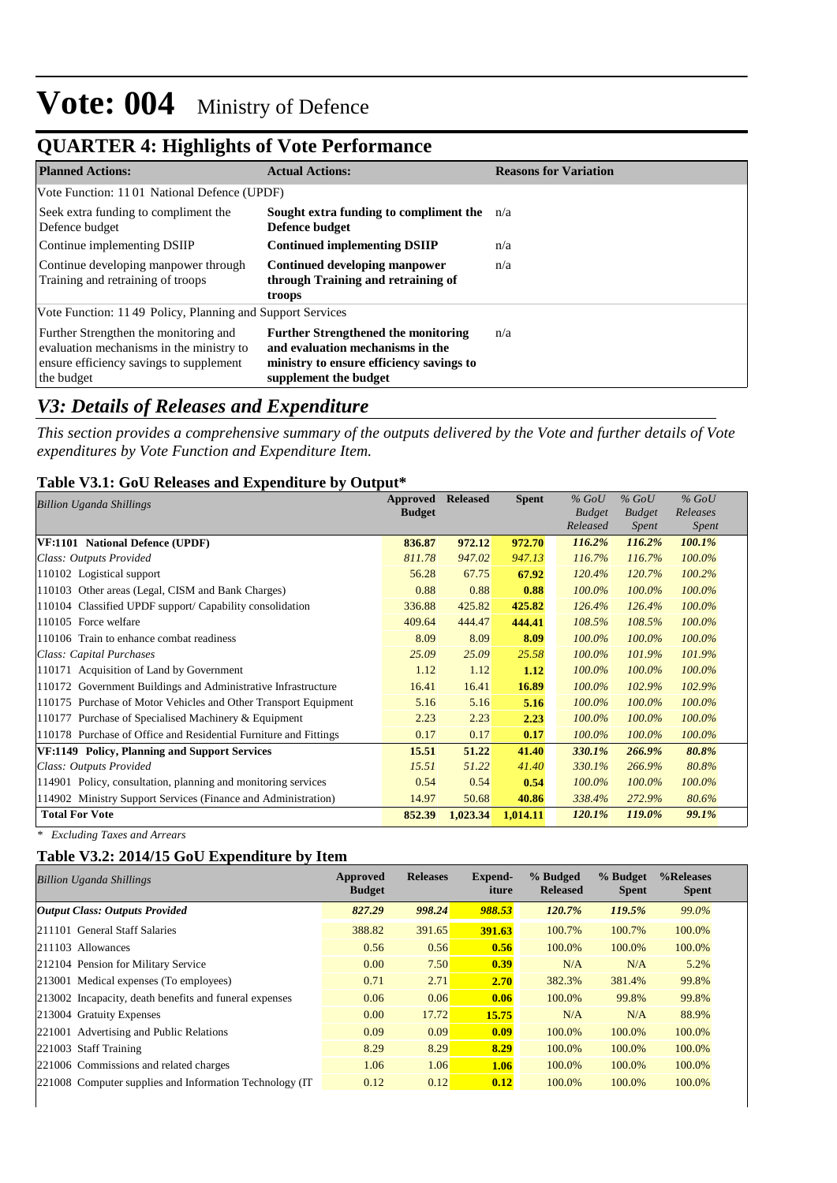# Vote: 004 Ministry of Defence

## QUARTER 4: Highlights of Vote Performance

| Planned Actions: | Actual Actions: | Reasons for Variation |
|---|---|---|
| Vote Function: 11 01 National Defence (UPDF) | | |
| Seek extra funding to compliment the Defence budget | **Sought extra funding to compliment the Defence budget** | n/a |
| Continue implementing DSIIP | **Continued implementing DSIIP** | n/a |
| Continue developing manpower through Training and retraining of troops | **Continued developing manpower through Training and retraining of troops** | n/a |
| Vote Function: 11 49 Policy, Planning and Support Services | | |
| Further Strengthen the monitoring and evaluation mechanisms in the ministry to ensure efficiency savings to supplement the budget | **Further Strengthened the monitoring and evaluation mechanisms in the ministry to ensure efficiency savings to supplement the budget** | n/a |

## *V3: Details of Releases and Expenditure*

*This section provides a comprehensive summary of the outputs delivered by the Vote and further details of Vote expenditures by Vote Function and Expenditure Item.*

### Table V3.1: GoU Releases and Expenditure by Output*

| *Billion Uganda Shillings* | Approved Budget | Released | Spent | *% GoU Budget Released* | *% GoU Budget Spent* | *% GoU Releases Spent* |
|---|---|---|---|---|---|---|
| **VF:1101 National Defence (UPDF)** | **836.87** | **972.12** | **972.70** | ***116.2%*** | ***116.2%*** | ***100.1%*** |
| *Class: Outputs Provided* | *811.78* | *947.02* | *947.13* | *116.7%* | *116.7%* | *100.0%* |
| 110102 Logistical support | 56.28 | 67.75 | **67.92** | *120.4%* | *120.7%* | *100.2%* |
| 110103 Other areas (Legal, CISM and Bank Charges) | 0.88 | 0.88 | **0.88** | *100.0%* | *100.0%* | *100.0%* |
| 110104 Classified UPDF support/ Capability consolidation | 336.88 | 425.82 | **425.82** | *126.4%* | *126.4%* | *100.0%* |
| 110105 Force welfare | 409.64 | 444.47 | **444.41** | *108.5%* | *108.5%* | *100.0%* |
| 110106 Train to enhance combat readiness | 8.09 | 8.09 | **8.09** | *100.0%* | *100.0%* | *100.0%* |
| *Class: Capital Purchases* | *25.09* | *25.09* | *25.58* | *100.0%* | *101.9%* | *101.9%* |
| 110171 Acquisition of Land by Government | 1.12 | 1.12 | **1.12** | *100.0%* | *100.0%* | *100.0%* |
| 110172 Government Buildings and Administrative Infrastructure | 16.41 | 16.41 | **16.89** | *100.0%* | *102.9%* | *102.9%* |
| 110175 Purchase of Motor Vehicles and Other Transport Equipment | 5.16 | 5.16 | **5.16** | *100.0%* | *100.0%* | *100.0%* |
| 110177 Purchase of Specialised Machinery & Equipment | 2.23 | 2.23 | **2.23** | *100.0%* | *100.0%* | *100.0%* |
| 110178 Purchase of Office and Residential Furniture and Fittings | 0.17 | 0.17 | **0.17** | *100.0%* | *100.0%* | *100.0%* |
| **VF:1149 Policy, Planning and Support Services** | **15.51** | **51.22** | **41.40** | ***330.1%*** | ***266.9%*** | ***80.8%*** |
| *Class: Outputs Provided* | *15.51* | *51.22* | *41.40* | *330.1%* | *266.9%* | *80.8%* |
| 114901 Policy, consultation, planning and monitoring services | 0.54 | 0.54 | **0.54** | *100.0%* | *100.0%* | *100.0%* |
| 114902 Ministry Support Services (Finance and Administration) | 14.97 | 50.68 | **40.86** | *338.4%* | *272.9%* | *80.6%* |
| **Total For Vote** | **852.39** | **1,023.34** | **1,014.11** | ***120.1%*** | ***119.0%*** | ***99.1%*** |

*\* Excluding Taxes and Arrears*

### Table V3.2: 2014/15 GoU Expenditure by Item

| *Billion Uganda Shillings* | Approved Budget | Releases | Expend-iture | % Budged Released | % Budget Spent | %Releases Spent |
|---|---|---|---|---|---|---|
| ***Output Class: Outputs Provided*** | ***827.29*** | ***998.24*** | ***988.53*** | ***120.7%*** | ***119.5%*** | *99.0%* |
| 211101 General Staff Salaries | 388.82 | 391.65 | **391.63** | 100.7% | 100.7% | 100.0% |
| 211103 Allowances | 0.56 | 0.56 | **0.56** | 100.0% | 100.0% | 100.0% |
| 212104 Pension for Military Service | 0.00 | 7.50 | **0.39** | N/A | N/A | 5.2% |
| 213001 Medical expenses (To employees) | 0.71 | 2.71 | **2.70** | 382.3% | 381.4% | 99.8% |
| 213002 Incapacity, death benefits and funeral expenses | 0.06 | 0.06 | **0.06** | 100.0% | 99.8% | 99.8% |
| 213004 Gratuity Expenses | 0.00 | 17.72 | **15.75** | N/A | N/A | 88.9% |
| 221001 Advertising and Public Relations | 0.09 | 0.09 | **0.09** | 100.0% | 100.0% | 100.0% |
| 221003 Staff Training | 8.29 | 8.29 | **8.29** | 100.0% | 100.0% | 100.0% |
| 221006 Commissions and related charges | 1.06 | 1.06 | **1.06** | 100.0% | 100.0% | 100.0% |
| 221008 Computer supplies and Information Technology (IT | 0.12 | 0.12 | **0.12** | 100.0% | 100.0% | 100.0% |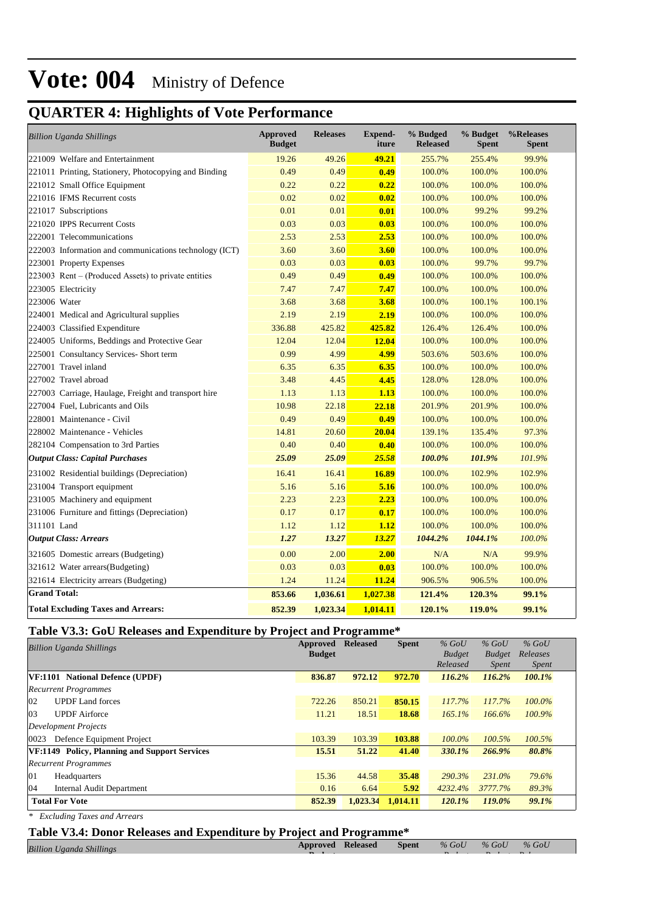# Vote: 004 Ministry of Defence

## QUARTER 4: Highlights of Vote Performance

| *Billion Uganda Shillings* | Approved Budget | Releases | Expend-iture | % Budgeted Released | % Budget Spent | %Releases Spent |
|---|---|---|---|---|---|---|
| 221009 Welfare and Entertainment | 19.26 | 49.26 | **49.21** | 255.7% | 255.4% | 99.9% |
| 221011 Printing, Stationery, Photocopying and Binding | 0.49 | 0.49 | **0.49** | 100.0% | 100.0% | 100.0% |
| 221012 Small Office Equipment | 0.22 | 0.22 | **0.22** | 100.0% | 100.0% | 100.0% |
| 221016 IFMS Recurrent costs | 0.02 | 0.02 | **0.02** | 100.0% | 100.0% | 100.0% |
| 221017 Subscriptions | 0.01 | 0.01 | **0.01** | 100.0% | 99.2% | 99.2% |
| 221020 IPPS Recurrent Costs | 0.03 | 0.03 | **0.03** | 100.0% | 100.0% | 100.0% |
| 222001 Telecommunications | 2.53 | 2.53 | **2.53** | 100.0% | 100.0% | 100.0% |
| 222003 Information and communications technology (ICT) | 3.60 | 3.60 | **3.60** | 100.0% | 100.0% | 100.0% |
| 223001 Property Expenses | 0.03 | 0.03 | **0.03** | 100.0% | 99.7% | 99.7% |
| 223003 Rent – (Produced Assets) to private entities | 0.49 | 0.49 | **0.49** | 100.0% | 100.0% | 100.0% |
| 223005 Electricity | 7.47 | 7.47 | **7.47** | 100.0% | 100.0% | 100.0% |
| 223006 Water | 3.68 | 3.68 | **3.68** | 100.0% | 100.1% | 100.1% |
| 224001 Medical and Agricultural supplies | 2.19 | 2.19 | **2.19** | 100.0% | 100.0% | 100.0% |
| 224003 Classified Expenditure | 336.88 | 425.82 | **425.82** | 126.4% | 126.4% | 100.0% |
| 224005 Uniforms, Beddings and Protective Gear | 12.04 | 12.04 | **12.04** | 100.0% | 100.0% | 100.0% |
| 225001 Consultancy Services- Short term | 0.99 | 4.99 | **4.99** | 503.6% | 503.6% | 100.0% |
| 227001 Travel inland | 6.35 | 6.35 | **6.35** | 100.0% | 100.0% | 100.0% |
| 227002 Travel abroad | 3.48 | 4.45 | **4.45** | 128.0% | 128.0% | 100.0% |
| 227003 Carriage, Haulage, Freight and transport hire | 1.13 | 1.13 | **1.13** | 100.0% | 100.0% | 100.0% |
| 227004 Fuel, Lubricants and Oils | 10.98 | 22.18 | **22.18** | 201.9% | 201.9% | 100.0% |
| 228001 Maintenance - Civil | 0.49 | 0.49 | **0.49** | 100.0% | 100.0% | 100.0% |
| 228002 Maintenance - Vehicles | 14.81 | 20.60 | **20.04** | 139.1% | 135.4% | 97.3% |
| 282104 Compensation to 3rd Parties | 0.40 | 0.40 | **0.40** | 100.0% | 100.0% | 100.0% |
| ***Output Class: Capital Purchases*** | ***25.09*** | ***25.09*** | ***25.58*** | ***100.0%*** | ***101.9%*** | *101.9%* |
| 231002 Residential buildings (Depreciation) | 16.41 | 16.41 | **16.89** | 100.0% | 102.9% | 102.9% |
| 231004 Transport equipment | 5.16 | 5.16 | **5.16** | 100.0% | 100.0% | 100.0% |
| 231005 Machinery and equipment | 2.23 | 2.23 | **2.23** | 100.0% | 100.0% | 100.0% |
| 231006 Furniture and fittings (Depreciation) | 0.17 | 0.17 | **0.17** | 100.0% | 100.0% | 100.0% |
| 311101 Land | 1.12 | 1.12 | **1.12** | 100.0% | 100.0% | 100.0% |
| ***Output Class: Arrears*** | ***1.27*** | ***13.27*** | ***13.27*** | ***1044.2%*** | ***1044.1%*** | *100.0%* |
| 321605 Domestic arrears (Budgeting) | 0.00 | 2.00 | **2.00** | N/A | N/A | 99.9% |
| 321612 Water arrears(Budgeting) | 0.03 | 0.03 | **0.03** | 100.0% | 100.0% | 100.0% |
| 321614 Electricity arrears (Budgeting) | 1.24 | 11.24 | **11.24** | 906.5% | 906.5% | 100.0% |
| **Grand Total:** | **853.66** | **1,036.61** | **1,027.38** | **121.4%** | **120.3%** | **99.1%** |
| **Total Excluding Taxes and Arrears:** | **852.39** | **1,023.34** | **1,014.11** | **120.1%** | **119.0%** | **99.1%** |

### Table V3.3: GoU Releases and Expenditure by Project and Programme*

| *Billion Uganda Shillings* | Approved Budget | Released | Spent | *% GoU Budget Released* | *% GoU Budget Spent* | *% GoU Releases Spent* |
|---|---|---|---|---|---|---|
| **VF:1101 National Defence (UPDF)** | **836.87** | **972.12** | **972.70** | ***116.2%*** | ***116.2%*** | ***100.1%*** |
| *Recurrent Programmes* | | | | | | |
| 02 UPDF Land forces | 722.26 | 850.21 | **850.15** | *117.7%* | *117.7%* | *100.0%* |
| 03 UPDF Airforce | 11.21 | 18.51 | **18.68** | *165.1%* | *166.6%* | *100.9%* |
| *Development Projects* | | | | | | |
| 0023 Defence Equipment Project | 103.39 | 103.39 | **103.88** | *100.0%* | *100.5%* | *100.5%* |
| **VF:1149 Policy, Planning and Support Services** | **15.51** | **51.22** | **41.40** | ***330.1%*** | ***266.9%*** | ***80.8%*** |
| *Recurrent Programmes* | | | | | | |
| 01 Headquarters | 15.36 | 44.58 | **35.48** | *290.3%* | *231.0%* | *79.6%* |
| 04 Internal Audit Department | 0.16 | 6.64 | **5.92** | *4232.4%* | *3777.7%* | *89.3%* |
| **Total For Vote** | **852.39** | **1,023.34** | **1,014.11** | ***120.1%*** | ***119.0%*** | ***99.1%*** |

*\* Excluding Taxes and Arrears*

### Table V3.4: Donor Releases and Expenditure by Project and Programme*

| *Billion Uganda Shillings* | Approved Budget | Released | Spent | *% GoU Budget* | *% GoU Budget* | *% GoU Releases* |
|---|---|---|---|---|---|---|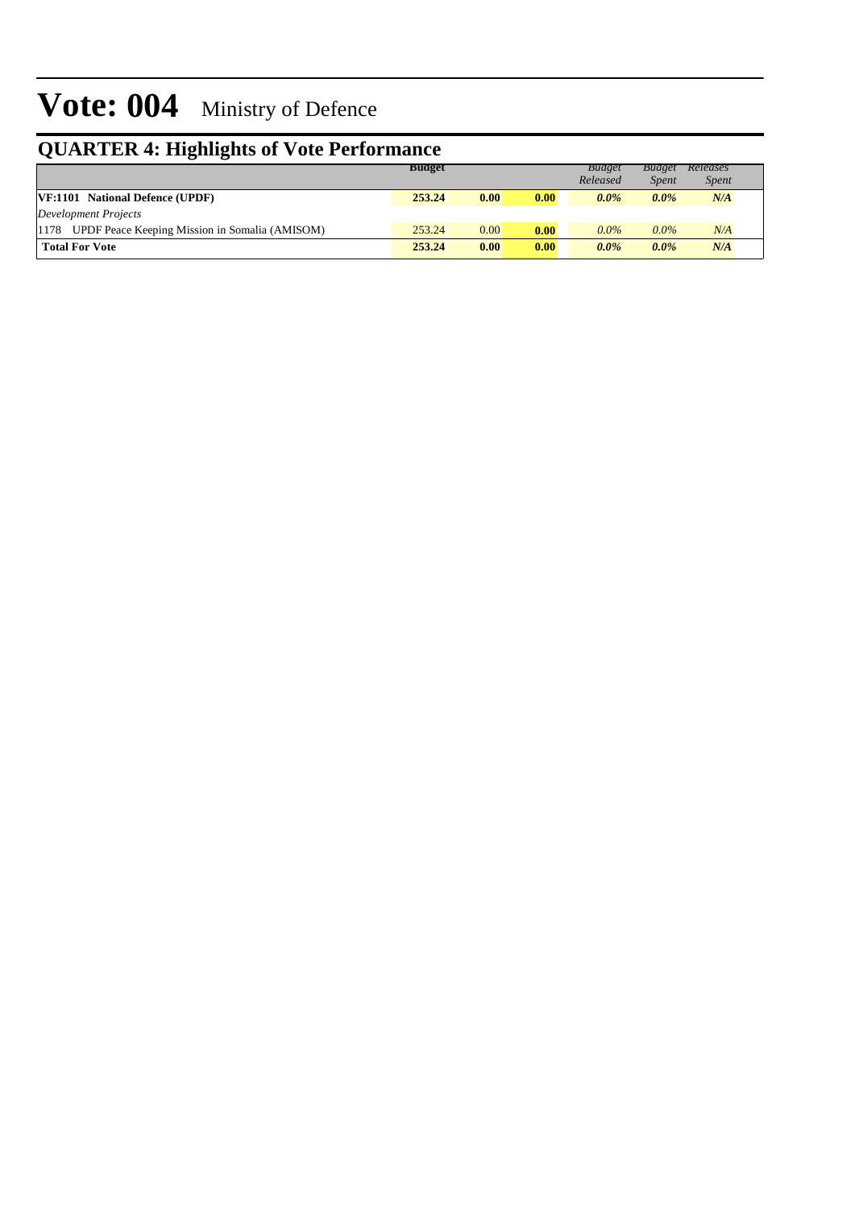# Vote: 004 Ministry of Defence

## QUARTER 4: Highlights of Vote Performance

| | Budget | | | *Budget Released* | *Budget Spent* | *Releases Spent* |
|---|---|---|---|---|---|---|
| **VF:1101 National Defence (UPDF)** | **253.24** | **0.00** | **0.00** | ***0.0%*** | ***0.0%*** | ***N/A*** |
| *Development Projects* | | | | | | |
| 1178 UPDF Peace Keeping Mission in Somalia (AMISOM) | 253.24 | 0.00 | **0.00** | *0.0%* | *0.0%* | *N/A* |
| **Total For Vote** | **253.24** | **0.00** | **0.00** | ***0.0%*** | ***0.0%*** | ***N/A*** |